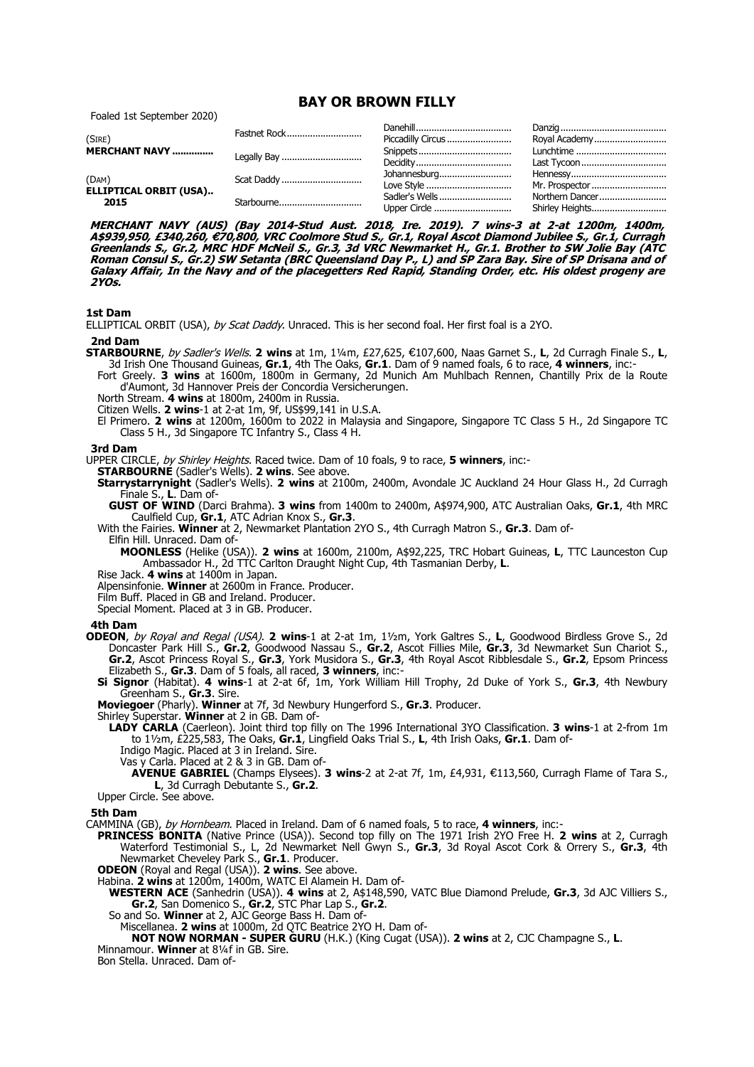# BAY OR BROWN FILLY

Foaled 1st September 2020)

| | | | |
|---|---|---|---|
| (SIRE) **MERCHANT NAVY** | Fastnet Rock | Danehill | Danzig |
| | | Piccadilly Circus | Royal Academy |
| | Legally Bay | Snippets | Lunchtime |
| | | Decidity | Last Tycoon |
| (DAM) **ELLIPTICAL ORBIT (USA).. 2015** | Scat Daddy | Johannesburg | Hennessy |
| | | Love Style | Mr. Prospector |
| | Starbourne | Sadler's Wells | Northern Dancer |
| | | Upper Circle | Shirley Heights |

***MERCHANT NAVY (AUS) (Bay 2014-Stud Aust. 2018, Ire. 2019). 7 wins-3 at 2-at 1200m, 1400m, A$939,950, £340,260, €70,800, VRC Coolmore Stud S., Gr.1, Royal Ascot Diamond Jubilee S., Gr.1, Curragh Greenlands S., Gr.2, MRC HDF McNeil S., Gr.3, 3d VRC Newmarket H., Gr.1. Brother to SW Jolie Bay (ATC Roman Consul S., Gr.2) SW Setanta (BRC Queensland Day P., L) and SP Zara Bay. Sire of SP Drisana and of Galaxy Affair, In the Navy and of the placegetters Red Rapid, Standing Order, etc. His oldest progeny are 2YOs.***

## 1st Dam

ELLIPTICAL ORBIT (USA), *by Scat Daddy*. Unraced. This is her second foal. Her first foal is a 2YO.

### 2nd Dam

**STARBOURNE**, *by Sadler's Wells*. **2 wins** at 1m, 1¼m, £27,625, €107,600, Naas Garnet S., **L**, 2d Curragh Finale S., **L**, 3d Irish One Thousand Guineas, **Gr.1**, 4th The Oaks, **Gr.1**. Dam of 9 named foals, 6 to race, **4 winners**, inc:-

Fort Greely. **3 wins** at 1600m, 1800m in Germany, 2d Munich Am Muhlbach Rennen, Chantilly Prix de la Route d'Aumont, 3d Hannover Preis der Concordia Versicherungen.

North Stream. **4 wins** at 1800m, 2400m in Russia.

Citizen Wells. **2 wins**-1 at 2-at 1m, 9f, US$99,141 in U.S.A.

El Primero. **2 wins** at 1200m, 1600m to 2022 in Malaysia and Singapore, Singapore TC Class 5 H., 2d Singapore TC Class 5 H., 3d Singapore TC Infantry S., Class 4 H.

### 3rd Dam

UPPER CIRCLE, *by Shirley Heights*. Raced twice. Dam of 10 foals, 9 to race, **5 winners**, inc:-

**STARBOURNE** (Sadler's Wells). **2 wins**. See above.

**Starrystarrynight** (Sadler's Wells). **2 wins** at 2100m, 2400m, Avondale JC Auckland 24 Hour Glass H., 2d Curragh Finale S., **L**. Dam of-

**GUST OF WIND** (Darci Brahma). **3 wins** from 1400m to 2400m, A$974,900, ATC Australian Oaks, **Gr.1**, 4th MRC Caulfield Cup, **Gr.1**, ATC Adrian Knox S., **Gr.3**.

With the Fairies. **Winner** at 2, Newmarket Plantation 2YO S., 4th Curragh Matron S., **Gr.3**. Dam of-

Elfin Hill. Unraced. Dam of-

**MOONLESS** (Helike (USA)). **2 wins** at 1600m, 2100m, A$92,225, TRC Hobart Guineas, **L**, TTC Launceston Cup Ambassador H., 2d TTC Carlton Draught Night Cup, 4th Tasmanian Derby, **L**.

Rise Jack. **4 wins** at 1400m in Japan.

Alpensinfonie. **Winner** at 2600m in France. Producer.

Film Buff. Placed in GB and Ireland. Producer.

Special Moment. Placed at 3 in GB. Producer.

### 4th Dam

**ODEON**, *by Royal and Regal (USA)*. **2 wins**-1 at 2-at 1m, 1½m, York Galtres S., **L**, Goodwood Birdless Grove S., 2d Doncaster Park Hill S., **Gr.2**, Goodwood Nassau S., **Gr.2**, Ascot Fillies Mile, **Gr.3**, 3d Newmarket Sun Chariot S., **Gr.2**, Ascot Princess Royal S., **Gr.3**, York Musidora S., **Gr.3**, 4th Royal Ascot Ribblesdale S., **Gr.2**, Epsom Princess Elizabeth S., **Gr.3**. Dam of 5 foals, all raced, **3 winners**, inc:-

**Si Signor** (Habitat). **4 wins**-1 at 2-at 6f, 1m, York William Hill Trophy, 2d Duke of York S., **Gr.3**, 4th Newbury Greenham S., **Gr.3**. Sire.

**Moviegoer** (Pharly). **Winner** at 7f, 3d Newbury Hungerford S., **Gr.3**. Producer.

Shirley Superstar. **Winner** at 2 in GB. Dam of-

**LADY CARLA** (Caerleon). Joint third top filly on The 1996 International 3YO Classification. **3 wins**-1 at 2-from 1m to 1½m, £225,583, The Oaks, **Gr.1**, Lingfield Oaks Trial S., **L**, 4th Irish Oaks, **Gr.1**. Dam of-

Indigo Magic. Placed at 3 in Ireland. Sire.

Vas y Carla. Placed at 2 & 3 in GB. Dam of-

**AVENUE GABRIEL** (Champs Elysees). **3 wins**-2 at 2-at 7f, 1m, £4,931, €113,560, Curragh Flame of Tara S., **L**, 3d Curragh Debutante S., **Gr.2**.

Upper Circle. See above.

### 5th Dam

CAMMINA (GB), *by Hornbeam*. Placed in Ireland. Dam of 6 named foals, 5 to race, **4 winners**, inc:-

**PRINCESS BONITA** (Native Prince (USA)). Second top filly on The 1971 Irish 2YO Free H. **2 wins** at 2, Curragh Waterford Testimonial S., L, 2d Newmarket Nell Gwyn S., **Gr.3**, 3d Royal Ascot Cork & Orrery S., **Gr.3**, 4th Newmarket Cheveley Park S., **Gr.1**. Producer.

**ODEON** (Royal and Regal (USA)). **2 wins**. See above.

Habina. **2 wins** at 1200m, 1400m, WATC El Alamein H. Dam of-

**WESTERN ACE** (Sanhedrin (USA)). **4 wins** at 2, A$148,590, VATC Blue Diamond Prelude, **Gr.3**, 3d AJC Villiers S., **Gr.2**, San Domenico S., **Gr.2**, STC Phar Lap S., **Gr.2**.

So and So. **Winner** at 2, AJC George Bass H. Dam of-

Miscellanea. **2 wins** at 1000m, 2d QTC Beatrice 2YO H. Dam of-

**NOT NOW NORMAN - SUPER GURU** (H.K.) (King Cugat (USA)). **2 wins** at 2, CJC Champagne S., **L**.

Minnamour. **Winner** at 8¼f in GB. Sire.

Bon Stella. Unraced. Dam of-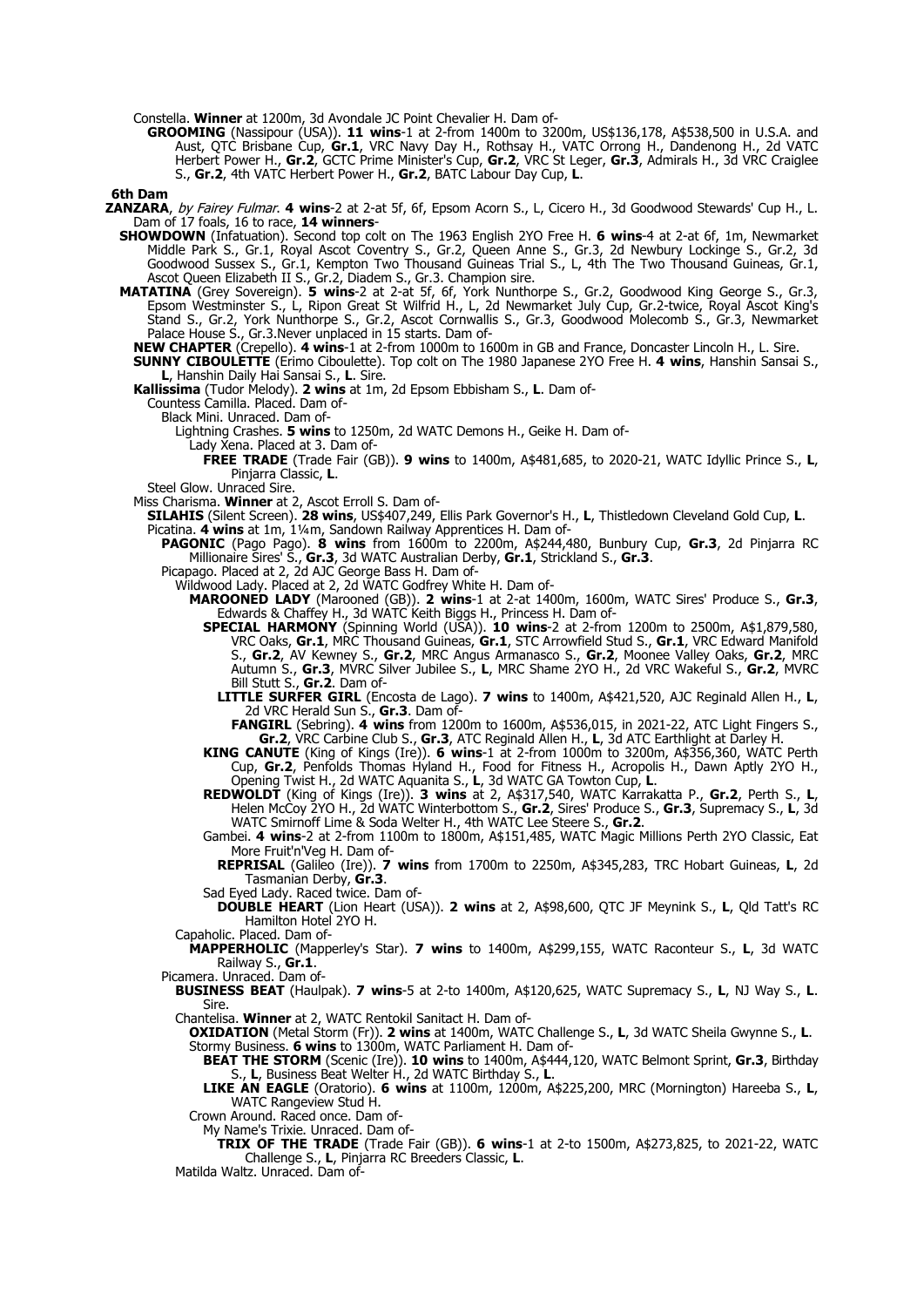Constella. **Winner** at 1200m, 3d Avondale JC Point Chevalier H. Dam of-

**GROOMING** (Nassipour (USA)). **11 wins**-1 at 2-from 1400m to 3200m, US$136,178, A$538,500 in U.S.A. and Aust, QTC Brisbane Cup, **Gr.1**, VRC Navy Day H., Rothsay H., VATC Orrong H., Dandenong H., 2d VATC Herbert Power H., **Gr.2**, GCTC Prime Minister's Cup, **Gr.2**, VRC St Leger, **Gr.3**, Admirals H., 3d VRC Craiglee S., **Gr.2**, 4th VATC Herbert Power H., **Gr.2**, BATC Labour Day Cup, **L**.

**6th Dam**

**ZANZARA**, *by Fairey Fulmar*. **4 wins**-2 at 2-at 5f, 6f, Epsom Acorn S., L, Cicero H., 3d Goodwood Stewards' Cup H., L. Dam of 17 foals, 16 to race, **14 winners**-

**SHOWDOWN** (Infatuation). Second top colt on The 1963 English 2YO Free H. **6 wins**-4 at 2-at 6f, 1m, Newmarket Middle Park S., Gr.1, Royal Ascot Coventry S., Gr.2, Queen Anne S., Gr.3, 2d Newbury Lockinge S., Gr.2, 3d Goodwood Sussex S., Gr.1, Kempton Two Thousand Guineas Trial S., L, 4th The Two Thousand Guineas, Gr.1, Ascot Queen Elizabeth II S., Gr.2, Diadem S., Gr.3. Champion sire.

**MATATINA** (Grey Sovereign). **5 wins**-2 at 2-at 5f, 6f, York Nunthorpe S., Gr.2, Goodwood King George S., Gr.3, Epsom Westminster S., L, Ripon Great St Wilfrid H., L, 2d Newmarket July Cup, Gr.2-twice, Royal Ascot King's Stand S., Gr.2, York Nunthorpe S., Gr.2, Ascot Cornwallis S., Gr.3, Goodwood Molecomb S., Gr.3, Newmarket Palace House S., Gr.3.Never unplaced in 15 starts. Dam of-

**NEW CHAPTER** (Crepello). **4 wins**-1 at 2-from 1000m to 1600m in GB and France, Doncaster Lincoln H., L. Sire.

**SUNNY CIBOULETTE** (Erimo Ciboulette). Top colt on The 1980 Japanese 2YO Free H. **4 wins**, Hanshin Sansai S., **L**, Hanshin Daily Hai Sansai S., **L**. Sire.

**Kallissima** (Tudor Melody). **2 wins** at 1m, 2d Epsom Ebbisham S., **L**. Dam of-

Countess Camilla. Placed. Dam of-

Black Mini. Unraced. Dam of-

Lightning Crashes. **5 wins** to 1250m, 2d WATC Demons H., Geike H. Dam of-

Lady Xena. Placed at 3. Dam of-

**FREE TRADE** (Trade Fair (GB)). **9 wins** to 1400m, A$481,685, to 2020-21, WATC Idyllic Prince S., **L**, Pinjarra Classic, **L**.

Steel Glow. Unraced Sire.

Miss Charisma. **Winner** at 2, Ascot Erroll S. Dam of-

**SILAHIS** (Silent Screen). **28 wins**, US$407,249, Ellis Park Governor's H., **L**, Thistledown Cleveland Gold Cup, **L**.

Picatina. **4 wins** at 1m, 1¼m, Sandown Railway Apprentices H. Dam of-

**PAGONIC** (Pago Pago). **8 wins** from 1600m to 2200m, A$244,480, Bunbury Cup, **Gr.3**, 2d Pinjarra RC Millionaire Sires' S., **Gr.3**, 3d WATC Australian Derby, **Gr.1**, Strickland S., **Gr.3**.

Picapago. Placed at 2, 2d AJC George Bass H. Dam of-

Wildwood Lady. Placed at 2, 2d WATC Godfrey White H. Dam of-

**MAROONED LADY** (Marooned (GB)). **2 wins**-1 at 2-at 1400m, 1600m, WATC Sires' Produce S., **Gr.3**, Edwards & Chaffey H., 3d WATC Keith Biggs H., Princess H. Dam of-

**SPECIAL HARMONY** (Spinning World (USA)). **10 wins**-2 at 2-from 1200m to 2500m, A$1,879,580, VRC Oaks, **Gr.1**, MRC Thousand Guineas, **Gr.1**, STC Arrowfield Stud S., **Gr.1**, VRC Edward Manifold S., **Gr.2**, AV Kewney S., **Gr.2**, MRC Angus Armanasco S., **Gr.2**, Moonee Valley Oaks, **Gr.2**, MRC Autumn S., **Gr.3**, MVRC Silver Jubilee S., **L**, MRC Shame 2YO H., 2d VRC Wakeful S., **Gr.2**, MVRC Bill Stutt S., **Gr.2**. Dam of-

**LITTLE SURFER GIRL** (Encosta de Lago). **7 wins** to 1400m, A$421,520, AJC Reginald Allen H., **L**, 2d VRC Herald Sun S., **Gr.3**. Dam of-

**FANGIRL** (Sebring). **4 wins** from 1200m to 1600m, A$536,015, in 2021-22, ATC Light Fingers S., **Gr.2**, VRC Carbine Club S., **Gr.3**, ATC Reginald Allen H., **L**, 3d ATC Earthlight at Darley H.

**KING CANUTE** (King of Kings (Ire)). **6 wins**-1 at 2-from 1000m to 3200m, A$356,360, WATC Perth Cup, **Gr.2**, Penfolds Thomas Hyland H., Food for Fitness H., Acropolis H., Dawn Aptly 2YO H., Opening Twist H., 2d WATC Aquanita S., **L**, 3d WATC GA Towton Cup, **L**.

**REDWOLDT** (King of Kings (Ire)). **3 wins** at 2, A$317,540, WATC Karrakatta P., **Gr.2**, Perth S., **L**, Helen McCoy 2YO H., 2d WATC Winterbottom S., **Gr.2**, Sires' Produce S., **Gr.3**, Supremacy S., **L**, 3d WATC Smirnoff Lime & Soda Welter H., 4th WATC Lee Steere S., **Gr.2**.

Gambei. **4 wins**-2 at 2-from 1100m to 1800m, A$151,485, WATC Magic Millions Perth 2YO Classic, Eat More Fruit'n'Veg H. Dam of-

**REPRISAL** (Galileo (Ire)). **7 wins** from 1700m to 2250m, A$345,283, TRC Hobart Guineas, **L**, 2d Tasmanian Derby, **Gr.3**.

Sad Eyed Lady. Raced twice. Dam of-

**DOUBLE HEART** (Lion Heart (USA)). **2 wins** at 2, A$98,600, QTC JF Meynink S., **L**, Qld Tatt's RC Hamilton Hotel 2YO H.

Capaholic. Placed. Dam of-

**MAPPERHOLIC** (Mapperley's Star). **7 wins** to 1400m, A$299,155, WATC Raconteur S., **L**, 3d WATC Railway S., **Gr.1**.

Picamera. Unraced. Dam of-

**BUSINESS BEAT** (Haulpak). **7 wins**-5 at 2-to 1400m, A$120,625, WATC Supremacy S., **L**, NJ Way S., **L**. Sire.

Chantelisa. **Winner** at 2, WATC Rentokil Sanitact H. Dam of-

**OXIDATION** (Metal Storm (Fr)). **2 wins** at 1400m, WATC Challenge S., **L**, 3d WATC Sheila Gwynne S., **L**.

Stormy Business. **6 wins** to 1300m, WATC Parliament H. Dam of-

**BEAT THE STORM** (Scenic (Ire)). **10 wins** to 1400m, A$444,120, WATC Belmont Sprint, **Gr.3**, Birthday S., **L**, Business Beat Welter H., 2d WATC Birthday S., **L**.

**LIKE AN EAGLE** (Oratorio). **6 wins** at 1100m, 1200m, A$225,200, MRC (Mornington) Hareeba S., **L**, WATC Rangeview Stud H.

Crown Around. Raced once. Dam of-

My Name's Trixie. Unraced. Dam of-

**TRIX OF THE TRADE** (Trade Fair (GB)). **6 wins**-1 at 2-to 1500m, A$273,825, to 2021-22, WATC Challenge S., **L**, Pinjarra RC Breeders Classic, **L**.

Matilda Waltz. Unraced. Dam of-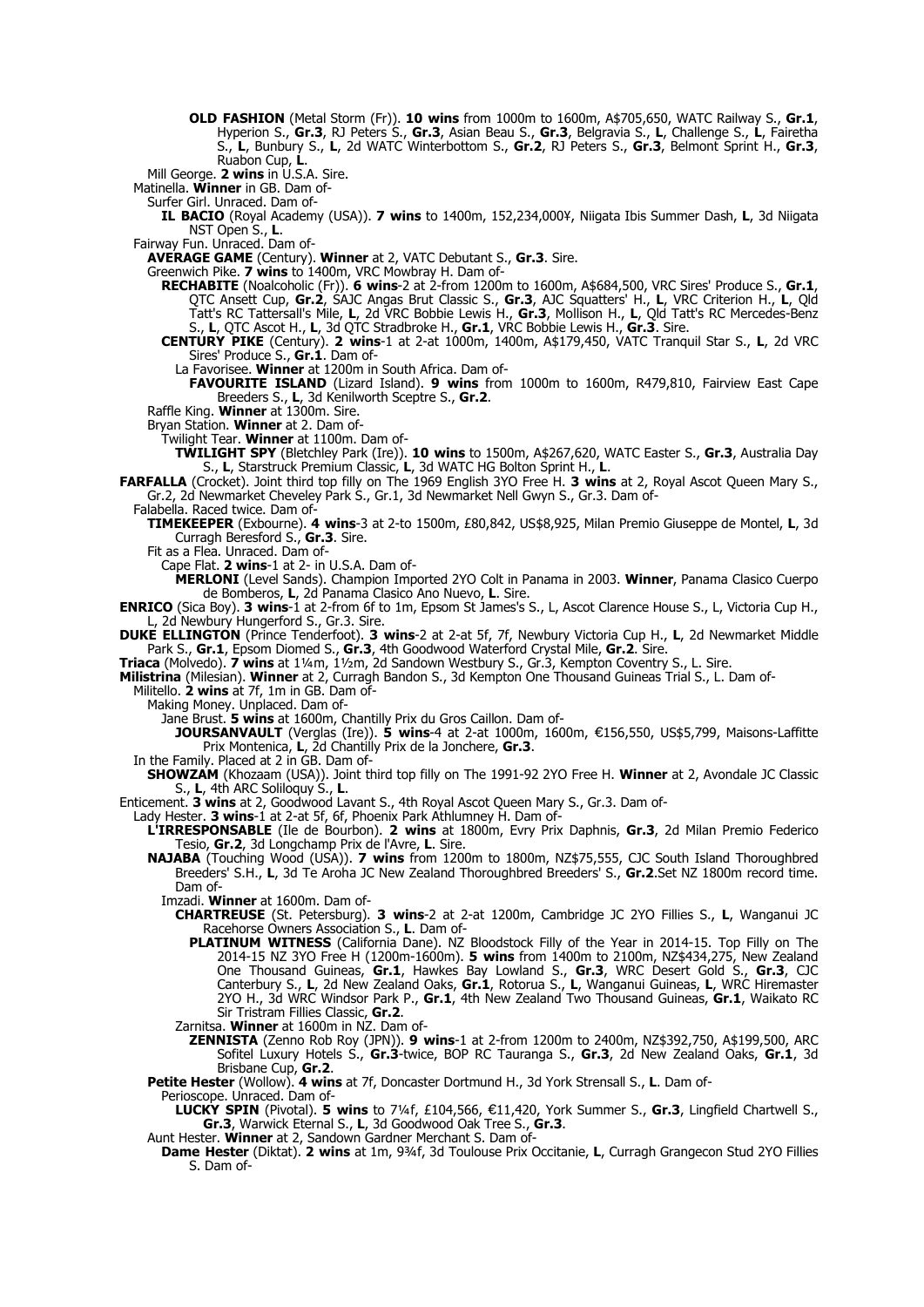**OLD FASHION** (Metal Storm (Fr)). **10 wins** from 1000m to 1600m, A$705,650, WATC Railway S., **Gr.1**, Hyperion S., **Gr.3**, RJ Peters S., **Gr.3**, Asian Beau S., **Gr.3**, Belgravia S., **L**, Challenge S., **L**, Fairetha S., **L**, Bunbury S., **L**, 2d WATC Winterbottom S., **Gr.2**, RJ Peters S., **Gr.3**, Belmont Sprint H., **Gr.3**, Ruabon Cup, **L**.

Mill George. **2 wins** in U.S.A. Sire.

Matinella. **Winner** in GB. Dam of-

Surfer Girl. Unraced. Dam of-

**IL BACIO** (Royal Academy (USA)). **7 wins** to 1400m, 152,234,000¥, Niigata Ibis Summer Dash, **L**, 3d Niigata NST Open S., **L**.

Fairway Fun. Unraced. Dam of-

**AVERAGE GAME** (Century). **Winner** at 2, VATC Debutant S., **Gr.3**. Sire.

Greenwich Pike. **7 wins** to 1400m, VRC Mowbray H. Dam of-

**RECHABITE** (Noalcoholic (Fr)). **6 wins**-2 at 2-from 1200m to 1600m, A$684,500, VRC Sires' Produce S., **Gr.1**, QTC Ansett Cup, **Gr.2**, SAJC Angas Brut Classic S., **Gr.3**, AJC Squatters' H., **L**, VRC Criterion H., **L**, Qld Tatt's RC Tattersall's Mile, **L**, 2d VRC Bobbie Lewis H., **Gr.3**, Mollison H., **L**, Qld Tatt's RC Mercedes-Benz S., **L**, QTC Ascot H., **L**, 3d QTC Stradbroke H., **Gr.1**, VRC Bobbie Lewis H., **Gr.3**. Sire.

**CENTURY PIKE** (Century). **2 wins**-1 at 2-at 1000m, 1400m, A$179,450, VATC Tranquil Star S., **L**, 2d VRC Sires' Produce S., **Gr.1**. Dam of-

La Favorisee. **Winner** at 1200m in South Africa. Dam of-

**FAVOURITE ISLAND** (Lizard Island). **9 wins** from 1000m to 1600m, R479,810, Fairview East Cape Breeders S., **L**, 3d Kenilworth Sceptre S., **Gr.2**.

Raffle King. **Winner** at 1300m. Sire.

Bryan Station. **Winner** at 2. Dam of-

Twilight Tear. **Winner** at 1100m. Dam of-

**TWILIGHT SPY** (Bletchley Park (Ire)). **10 wins** to 1500m, A$267,620, WATC Easter S., **Gr.3**, Australia Day S., **L**, Starstruck Premium Classic, **L**, 3d WATC HG Bolton Sprint H., **L**.

**FARFALLA** (Crocket). Joint third top filly on The 1969 English 3YO Free H. **3 wins** at 2, Royal Ascot Queen Mary S., Gr.2, 2d Newmarket Cheveley Park S., Gr.1, 3d Newmarket Nell Gwyn S., Gr.3. Dam of-

Falabella. Raced twice. Dam of-

**TIMEKEEPER** (Exbourne). **4 wins**-3 at 2-to 1500m, £80,842, US$8,925, Milan Premio Giuseppe de Montel, **L**, 3d Curragh Beresford S., **Gr.3**. Sire.

Fit as a Flea. Unraced. Dam of-

Cape Flat. **2 wins**-1 at 2- in U.S.A. Dam of-

**MERLONI** (Level Sands). Champion Imported 2YO Colt in Panama in 2003. **Winner**, Panama Clasico Cuerpo de Bomberos, **L**, 2d Panama Clasico Ano Nuevo, **L**. Sire.

**ENRICO** (Sica Boy). **3 wins**-1 at 2-from 6f to 1m, Epsom St James's S., L, Ascot Clarence House S., L, Victoria Cup H., L, 2d Newbury Hungerford S., Gr.3. Sire.

**DUKE ELLINGTON** (Prince Tenderfoot). **3 wins**-2 at 2-at 5f, 7f, Newbury Victoria Cup H., **L**, 2d Newmarket Middle Park S., **Gr.1**, Epsom Diomed S., **Gr.3**, 4th Goodwood Waterford Crystal Mile, **Gr.2**. Sire.

**Triaca** (Molvedo). **7 wins** at 1¼m, 1½m, 2d Sandown Westbury S., Gr.3, Kempton Coventry S., L. Sire.

**Milistrina** (Milesian). **Winner** at 2, Curragh Bandon S., 3d Kempton One Thousand Guineas Trial S., L. Dam of-

Militello. **2 wins** at 7f, 1m in GB. Dam of-

Making Money. Unplaced. Dam of-

Jane Brust. **5 wins** at 1600m, Chantilly Prix du Gros Caillon. Dam of-

**JOURSANVAULT** (Verglas (Ire)). **5 wins**-4 at 2-at 1000m, 1600m, €156,550, US$5,799, Maisons-Laffitte Prix Montenica, **L**, 2d Chantilly Prix de la Jonchere, **Gr.3**.

In the Family. Placed at 2 in GB. Dam of-

**SHOWZAM** (Khozaam (USA)). Joint third top filly on The 1991-92 2YO Free H. **Winner** at 2, Avondale JC Classic S., **L**, 4th ARC Soliloquy S., **L**.

Enticement. **3 wins** at 2, Goodwood Lavant S., 4th Royal Ascot Queen Mary S., Gr.3. Dam of-

Lady Hester. **3 wins**-1 at 2-at 5f, 6f, Phoenix Park Athlumney H. Dam of-

**L'IRRESPONSABLE** (Ile de Bourbon). **2 wins** at 1800m, Evry Prix Daphnis, **Gr.3**, 2d Milan Premio Federico Tesio, **Gr.2**, 3d Longchamp Prix de l'Avre, **L**. Sire.

**NAJABA** (Touching Wood (USA)). **7 wins** from 1200m to 1800m, NZ$75,555, CJC South Island Thoroughbred Breeders' S.H., **L**, 3d Te Aroha JC New Zealand Thoroughbred Breeders' S., **Gr.2**.Set NZ 1800m record time. Dam of-

Imzadi. **Winner** at 1600m. Dam of-

**CHARTREUSE** (St. Petersburg). **3 wins**-2 at 2-at 1200m, Cambridge JC 2YO Fillies S., **L**, Wanganui JC Racehorse Owners Association S., **L**. Dam of-

**PLATINUM WITNESS** (California Dane). NZ Bloodstock Filly of the Year in 2014-15. Top Filly on The 2014-15 NZ 3YO Free H (1200m-1600m). **5 wins** from 1400m to 2100m, NZ$434,275, New Zealand One Thousand Guineas, **Gr.1**, Hawkes Bay Lowland S., **Gr.3**, WRC Desert Gold S., **Gr.3**, CJC Canterbury S., **L**, 2d New Zealand Oaks, **Gr.1**, Rotorua S., **L**, Wanganui Guineas, **L**, WRC Hiremaster 2YO H., 3d WRC Windsor Park P., **Gr.1**, 4th New Zealand Two Thousand Guineas, **Gr.1**, Waikato RC Sir Tristram Fillies Classic, **Gr.2**.

Zarnitsa. **Winner** at 1600m in NZ. Dam of-

**ZENNISTA** (Zenno Rob Roy (JPN)). **9 wins**-1 at 2-from 1200m to 2400m, NZ$392,750, A$199,500, ARC Sofitel Luxury Hotels S., **Gr.3**-twice, BOP RC Tauranga S., **Gr.3**, 2d New Zealand Oaks, **Gr.1**, 3d Brisbane Cup, **Gr.2**.

**Petite Hester** (Wollow). **4 wins** at 7f, Doncaster Dortmund H., 3d York Strensall S., **L**. Dam of-

Perioscope. Unraced. Dam of-

**LUCKY SPIN** (Pivotal). **5 wins** to 7¼f, £104,566, €11,420, York Summer S., **Gr.3**, Lingfield Chartwell S., **Gr.3**, Warwick Eternal S., **L**, 3d Goodwood Oak Tree S., **Gr.3**.

Aunt Hester. **Winner** at 2, Sandown Gardner Merchant S. Dam of-

**Dame Hester** (Diktat). **2 wins** at 1m, 9¾f, 3d Toulouse Prix Occitanie, **L**, Curragh Grangecon Stud 2YO Fillies S. Dam of-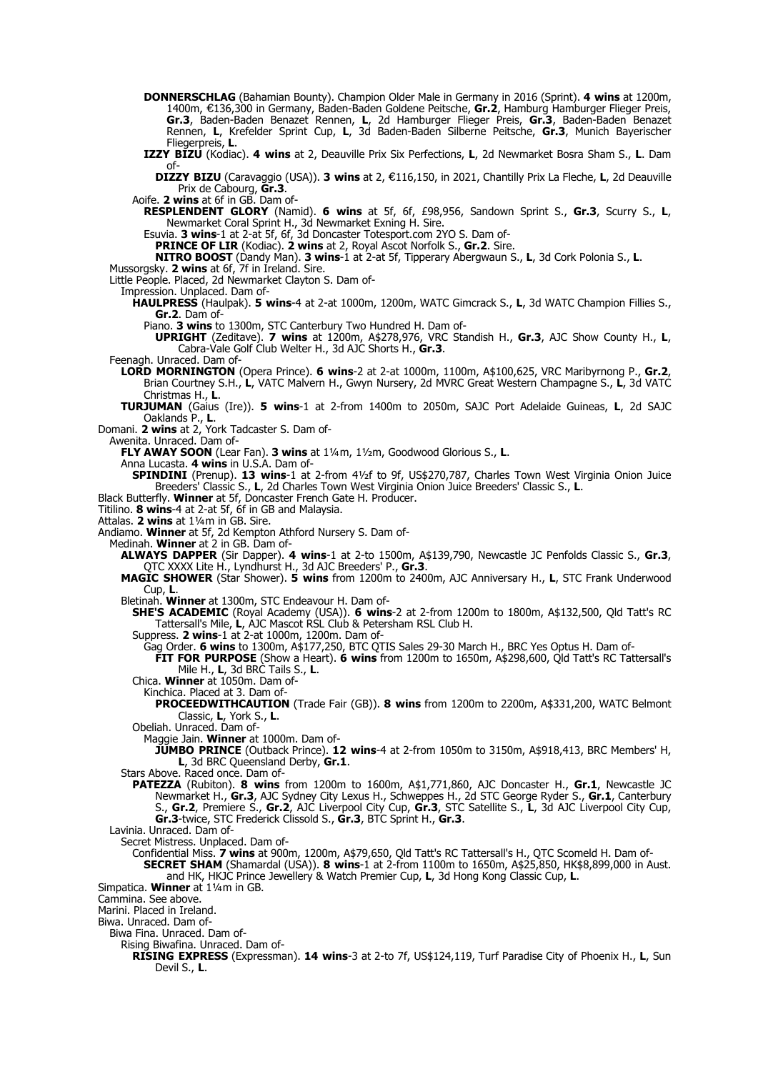**DONNERSCHLAG** (Bahamian Bounty). Champion Older Male in Germany in 2016 (Sprint). **4 wins** at 1200m, 1400m, €136,300 in Germany, Baden-Baden Goldene Peitsche, **Gr.2**, Hamburg Hamburger Flieger Preis, **Gr.3**, Baden-Baden Benazet Rennen, **L**, 2d Hamburger Flieger Preis, **Gr.3**, Baden-Baden Benazet Rennen, **L**, Krefelder Sprint Cup, **L**, 3d Baden-Baden Silberne Peitsche, **Gr.3**, Munich Bayerischer Fliegerpreis, **L**.

**IZZY BIZU** (Kodiac). **4 wins** at 2, Deauville Prix Six Perfections, **L**, 2d Newmarket Bosra Sham S., **L**. Dam of-

**DIZZY BIZU** (Caravaggio (USA)). **3 wins** at 2, €116,150, in 2021, Chantilly Prix La Fleche, **L**, 2d Deauville Prix de Cabourg, **Gr.3**.

Aoife. **2 wins** at 6f in GB. Dam of-

**RESPLENDENT GLORY** (Namid). **6 wins** at 5f, 6f, £98,956, Sandown Sprint S., **Gr.3**, Scurry S., **L**, Newmarket Coral Sprint H., 3d Newmarket Exning H. Sire.

Esuvia. **3 wins**-1 at 2-at 5f, 6f, 3d Doncaster Totesport.com 2YO S. Dam of-

**PRINCE OF LIR** (Kodiac). **2 wins** at 2, Royal Ascot Norfolk S., **Gr.2**. Sire.

**NITRO BOOST** (Dandy Man). **3 wins**-1 at 2-at 5f, Tipperary Abergwaun S., **L**, 3d Cork Polonia S., **L**.

Mussorgsky. **2 wins** at 6f, 7f in Ireland. Sire.

Little People. Placed, 2d Newmarket Clayton S. Dam of-

Impression. Unplaced. Dam of-

**HAULPRESS** (Haulpak). **5 wins**-4 at 2-at 1000m, 1200m, WATC Gimcrack S., **L**, 3d WATC Champion Fillies S., **Gr.2**. Dam of-

Piano. **3 wins** to 1300m, STC Canterbury Two Hundred H. Dam of-

**UPRIGHT** (Zeditave). **7 wins** at 1200m, A$278,976, VRC Standish H., **Gr.3**, AJC Show County H., **L**, Cabra-Vale Golf Club Welter H., 3d AJC Shorts H., **Gr.3**.

Feenagh. Unraced. Dam of-

**LORD MORNINGTON** (Opera Prince). **6 wins**-2 at 2-at 1000m, 1100m, A$100,625, VRC Maribyrnong P., **Gr.2**, Brian Courtney S.H., **L**, VATC Malvern H., Gwyn Nursery, 2d MVRC Great Western Champagne S., **L**, 3d VATC Christmas H., **L**.

**TURJUMAN** (Gaius (Ire)). **5 wins**-1 at 2-from 1400m to 2050m, SAJC Port Adelaide Guineas, **L**, 2d SAJC Oaklands P., **L**.

Domani. **2 wins** at 2, York Tadcaster S. Dam of-

Awenita. Unraced. Dam of-

**FLY AWAY SOON** (Lear Fan). **3 wins** at 1¼m, 1½m, Goodwood Glorious S., **L**.

Anna Lucasta. **4 wins** in U.S.A. Dam of-

**SPINDINI** (Prenup). **13 wins**-1 at 2-from 4½f to 9f, US$270,787, Charles Town West Virginia Onion Juice Breeders' Classic S., **L**, 2d Charles Town West Virginia Onion Juice Breeders' Classic S., **L**.

Black Butterfly. **Winner** at 5f, Doncaster French Gate H. Producer.

Titilino. **8 wins**-4 at 2-at 5f, 6f in GB and Malaysia.

Attalas. **2 wins** at 1¼m in GB. Sire.

Andiamo. **Winner** at 5f, 2d Kempton Athford Nursery S. Dam of-

Medinah. **Winner** at 2 in GB. Dam of-

**ALWAYS DAPPER** (Sir Dapper). **4 wins**-1 at 2-to 1500m, A$139,790, Newcastle JC Penfolds Classic S., **Gr.3**, QTC XXXX Lite H., Lyndhurst H., 3d AJC Breeders' P., **Gr.3**.

**MAGIC SHOWER** (Star Shower). **5 wins** from 1200m to 2400m, AJC Anniversary H., **L**, STC Frank Underwood Cup, **L**.

Bletinah. **Winner** at 1300m, STC Endeavour H. Dam of-

**SHE'S ACADEMIC** (Royal Academy (USA)). **6 wins**-2 at 2-from 1200m to 1800m, A$132,500, Qld Tatt's RC Tattersall's Mile, **L**, AJC Mascot RSL Club & Petersham RSL Club H.

Suppress. **2 wins**-1 at 2-at 1000m, 1200m. Dam of-

Gag Order. **6 wins** to 1300m, A$177,250, BTC QTIS Sales 29-30 March H., BRC Yes Optus H. Dam of-

**FIT FOR PURPOSE** (Show a Heart). **6 wins** from 1200m to 1650m, A$298,600, Qld Tatt's RC Tattersall's Mile H., **L**, 3d BRC Tails S., **L**.

Chica. **Winner** at 1050m. Dam of-

Kinchica. Placed at 3. Dam of-

**PROCEEDWITHCAUTION** (Trade Fair (GB)). **8 wins** from 1200m to 2200m, A$331,200, WATC Belmont Classic, **L**, York S., **L**.

Obeliah. Unraced. Dam of-

Maggie Jain. **Winner** at 1000m. Dam of-

**JUMBO PRINCE** (Outback Prince). **12 wins**-4 at 2-from 1050m to 3150m, A$918,413, BRC Members' H, **L**, 3d BRC Queensland Derby, **Gr.1**.

Stars Above. Raced once. Dam of-

**PATEZZA** (Rubiton). **8 wins** from 1200m to 1600m, A$1,771,860, AJC Doncaster H., **Gr.1**, Newcastle JC Newmarket H., **Gr.3**, AJC Sydney City Lexus H., Schweppes H., 2d STC George Ryder S., **Gr.1**, Canterbury S., **Gr.2**, Premiere S., **Gr.2**, AJC Liverpool City Cup, **Gr.3**, STC Satellite S., **L**, 3d AJC Liverpool City Cup, **Gr.3**-twice, STC Frederick Clissold S., **Gr.3**, BTC Sprint H., **Gr.3**.

Lavinia. Unraced. Dam of-

Secret Mistress. Unplaced. Dam of-

Confidential Miss. **7 wins** at 900m, 1200m, A$79,650, Qld Tatt's RC Tattersall's H., QTC Scomeld H. Dam of-

**SECRET SHAM** (Shamardal (USA)). **8 wins**-1 at 2-from 1100m to 1650m, A$25,850, HK$8,899,000 in Aust. and HK, HKJC Prince Jewellery & Watch Premier Cup, **L**, 3d Hong Kong Classic Cup, **L**.

Simpatica. **Winner** at 1¼m in GB.

Cammina. See above.

Marini. Placed in Ireland.

Biwa. Unraced. Dam of-

Biwa Fina. Unraced. Dam of-

Rising Biwafina. Unraced. Dam of-

**RISING EXPRESS** (Expressman). **14 wins**-3 at 2-to 7f, US$124,119, Turf Paradise City of Phoenix H., **L**, Sun Devil S., **L**.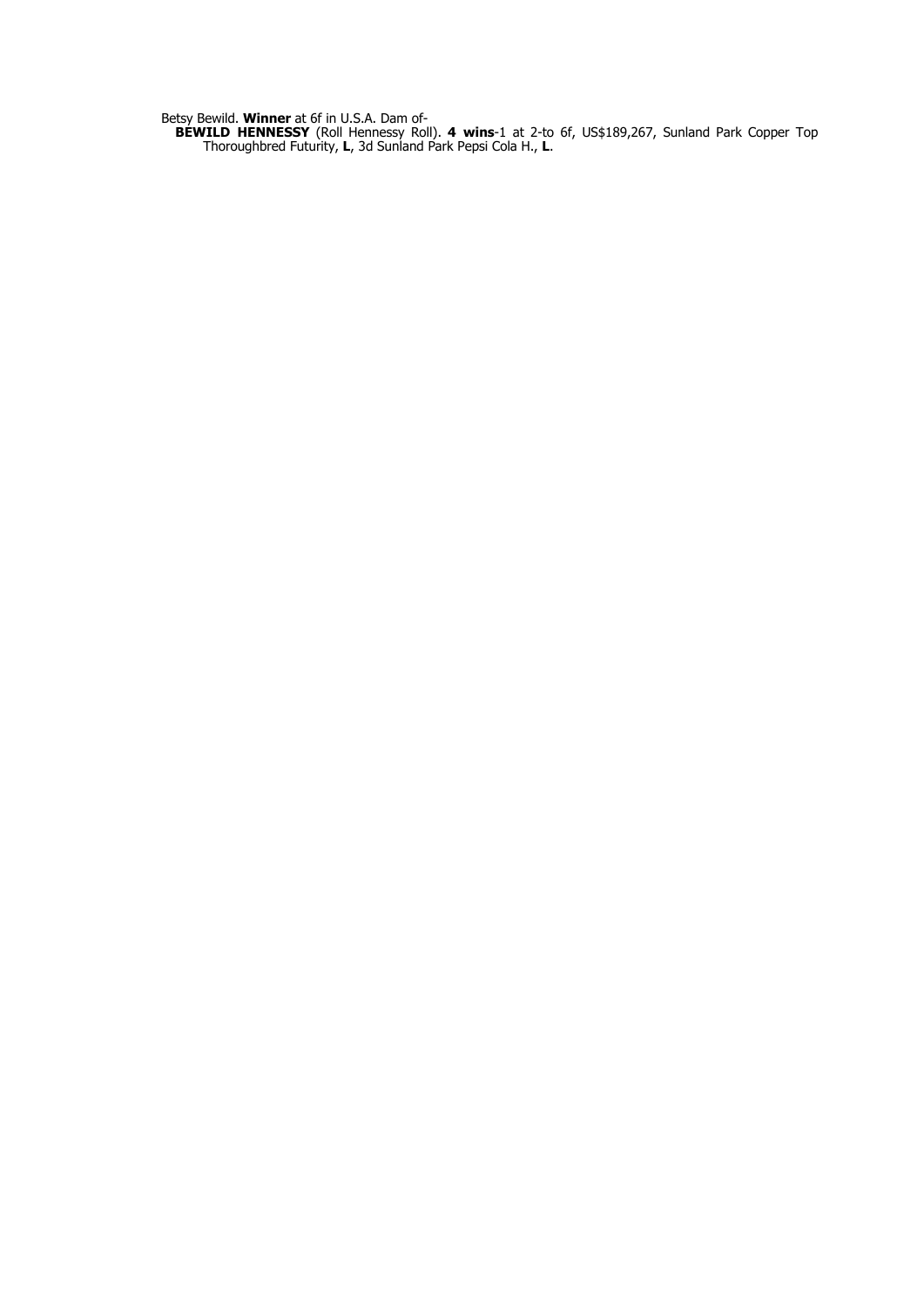Betsy Bewild. **Winner** at 6f in U.S.A. Dam of-

**BEWILD HENNESSY** (Roll Hennessy Roll). **4 wins**-1 at 2-to 6f, US$189,267, Sunland Park Copper Top Thoroughbred Futurity, **L**, 3d Sunland Park Pepsi Cola H., **L**.